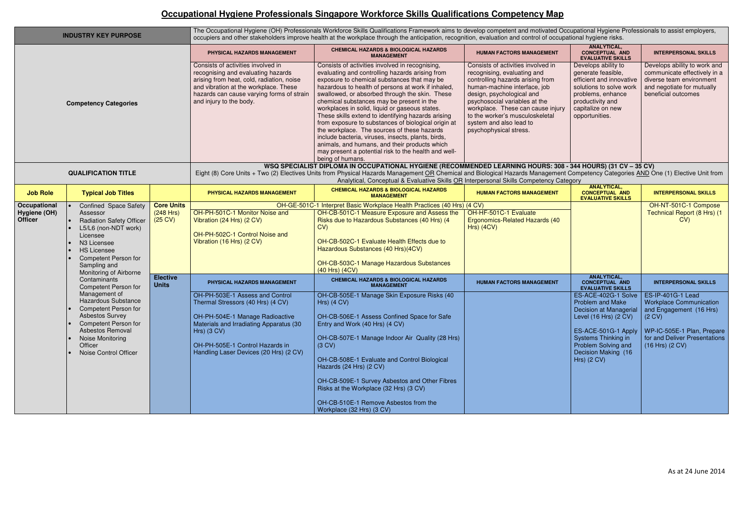# Occupational Hygiene Professionals Singapore Workforce Skills Qualifications Competency Map

| INDUSTRY KEY PURPOSE | | | The Occupational Hygiene (OH) Professionals Workforce Skills Qualifications Framework aims to develop competent and motivated Occupational Hygiene Professionals to assist employers, occupiers and other stakeholders improve health at the workplace through the anticipation, recognition, evaluation and control of occupational hygiene risks. | | | | |
|---|---|---|---|---|---|---|---|
| **Competency Categories** | | | **PHYSICAL HAZARDS MANAGEMENT** | **CHEMICAL HAZARDS & BIOLOGICAL HAZARDS MANAGEMENT** | **HUMAN FACTORS MANAGEMENT** | **ANALYTICAL, CONCEPTUAL AND EVALUATIVE SKILLS** | **INTERPERSONAL SKILLS** |
| | | | Consists of activities involved in recognising and evaluating hazards arising from heat, cold, radiation, noise and vibration at the workplace. These hazards can cause varying forms of strain and injury to the body. | Consists of activities involved in recognising, evaluating and controlling hazards arising from exposure to chemical substances that may be hazardous to health of persons at work if inhaled, swallowed, or absorbed through the skin. These chemical substances may be present in the workplaces in solid, liquid or gaseous states. These skills extend to identifying hazards arising from exposure to substances of biological origin at the workplace. The sources of these hazards include bacteria, viruses, insects, plants, birds, animals, and humans, and their products which may present a potential risk to the health and well-being of humans. | Consists of activities involved in recognising, evaluating and controlling hazards arising from human-machine interface, job design, psychological and psychosocial variables at the workplace. These can cause injury to the worker's musculoskeletal system and also lead to psychophysical stress. | Develops ability to generate feasible, efficient and innovative solutions to solve work problems, enhance productivity and capitalize on new opportunities. | Develops ability to work and communicate effectively in a diverse team environment and negotiate for mutually beneficial outcomes |
| **QUALIFICATION TITLE** | | | **WSQ SPECIALIST DIPLOMA IN OCCUPATIONAL HYGIENE (RECOMMENDED LEARNING HOURS: 308 - 344 HOURS) (31 CV – 35 CV)** Eight (8) Core Units + Two (2) Electives Units from Physical Hazards Management OR Chemical and Biological Hazards Management Competency Categories AND One (1) Elective Unit from Analytical, Conceptual & Evaluative Skills OR Interpersonal Skills Competency Category | | | | |
| **Job Role** | **Typical Job Titles** | | **PHYSICAL HAZARDS MANAGEMENT** | **CHEMICAL HAZARDS & BIOLOGICAL HAZARDS MANAGEMENT** | **HUMAN FACTORS MANAGEMENT** | **ANALYTICAL, CONCEPTUAL AND EVALUATIVE SKILLS** | **INTERPERSONAL SKILLS** |
| **Occupational Hygiene (OH) Officer** | • Confined Space Safety Assessor<br>• Radiation Safety Officer<br>• L5/L6 (non-NDT work) Licensee<br>• N3 Licensee<br>• HS Licensee<br>• Competent Person for Sampling and Monitoring of Airborne Contaminants<br>• Competent Person for Management of Hazardous Substance<br>• Competent Person for Asbestos Survey<br>• Competent Person for Asbestos Removal<br>• Noise Monitoring Officer<br>• Noise Control Officer | **Core Units** (248 Hrs) (25 CV) | OH-GE-501C-1 Interpret Basic Workplace Health Practices (40 Hrs) (4 CV) | | | | OH-NT-501C-1 Compose Technical Report (8 Hrs) (1 CV) |
| | | | OH-PH-501C-1 Monitor Noise and Vibration (24 Hrs) (2 CV)<br><br>OH-PH-502C-1 Control Noise and Vibration (16 Hrs) (2 CV) | OH-CB-501C-1 Measure Exposure and Assess the Risks due to Hazardous Substances (40 Hrs) (4 CV)<br><br>OH-CB-502C-1 Evaluate Health Effects due to Hazardous Substances (40 Hrs)(4CV)<br><br>OH-CB-503C-1 Manage Hazardous Substances (40 Hrs) (4CV) | OH-HF-501C-1 Evaluate Ergonomics-Related Hazards (40 Hrs) (4CV) | | |
| | | **Elective Units** | **PHYSICAL HAZARDS MANAGEMENT** | **CHEMICAL HAZARDS & BIOLOGICAL HAZARDS MANAGEMENT** | **HUMAN FACTORS MANAGEMENT** | **ANALYTICAL, CONCEPTUAL AND EVALUATIVE SKILLS** | **INTERPERSONAL SKILLS** |
| | | | OH-PH-503E-1 Assess and Control Thermal Stressors (40 Hrs) (4 CV)<br><br>OH-PH-504E-1 Manage Radioactive Materials and Irradiating Apparatus (30 Hrs) (3 CV)<br><br>OH-PH-505E-1 Control Hazards in Handling Laser Devices (20 Hrs) (2 CV) | OH-CB-505E-1 Manage Skin Exposure Risks (40 Hrs) (4 CV)<br><br>OH-CB-506E-1 Assess Confined Space for Safe Entry and Work (40 Hrs) (4 CV)<br><br>OH-CB-507E-1 Manage Indoor Air Quality (28 Hrs) (3 CV)<br><br>OH-CB-508E-1 Evaluate and Control Biological Hazards (24 Hrs) (2 CV)<br><br>OH-CB-509E-1 Survey Asbestos and Other Fibres Risks at the Workplace (32 Hrs) (3 CV)<br><br>OH-CB-510E-1 Remove Asbestos from the Workplace (32 Hrs) (3 CV) | | ES-ACE-402G-1 Solve Problem and Make Decision at Managerial Level (16 Hrs) (2 CV)<br><br>ES-ACE-501G-1 Apply Systems Thinking in Problem Solving and Decision Making (16 Hrs) (2 CV) | ES-IP-401G-1 Lead Workplace Communication and Engagement (16 Hrs) (2 CV)<br><br>WP-IC-505E-1 Plan, Prepare for and Deliver Presentations (16 Hrs) (2 CV) |

As at 24 June 2014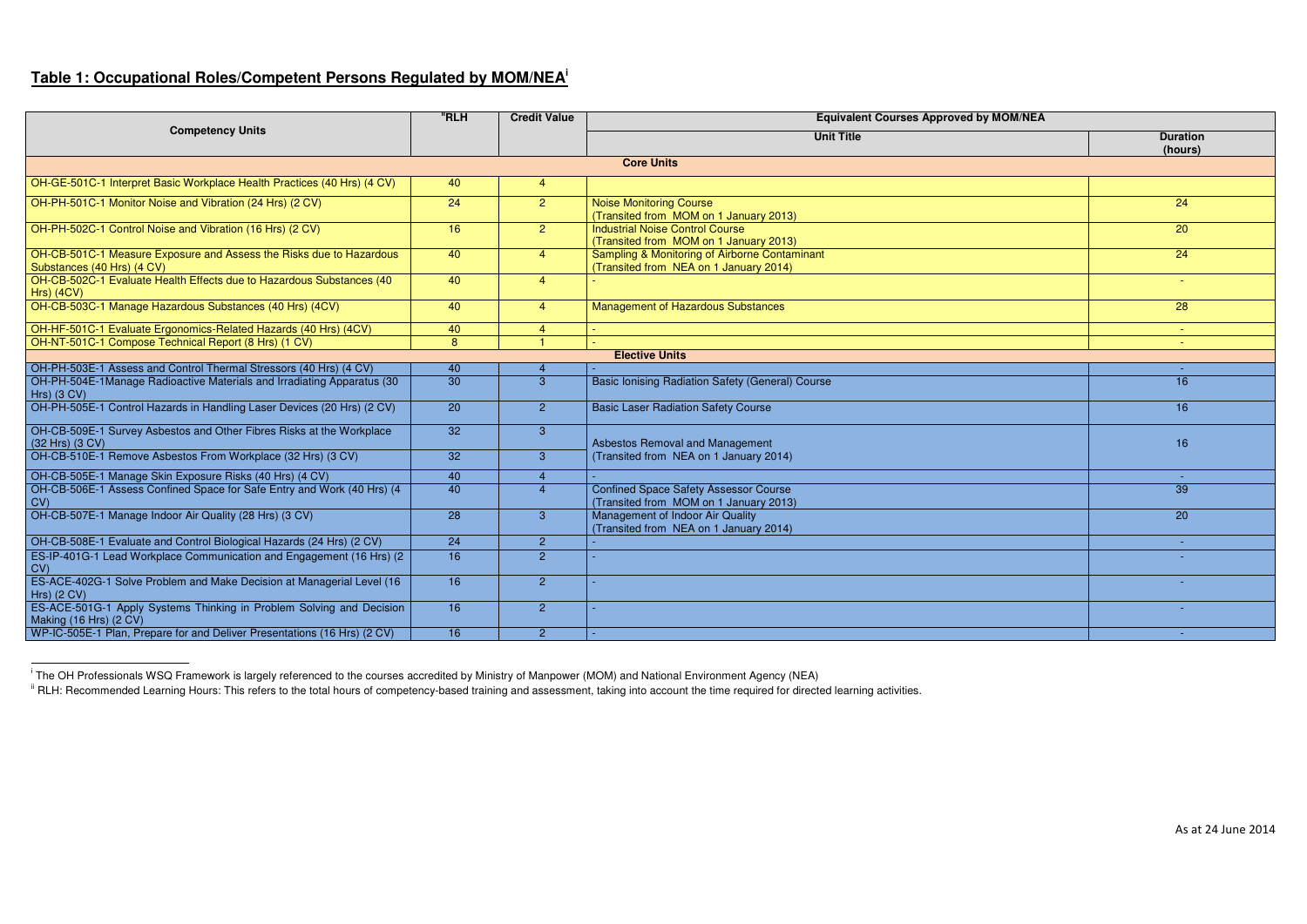## Table 1: Occupational Roles/Competent Persons Regulated by MOM/NEA[i]

| Competency Units | [ii]RLH | Credit Value | Equivalent Courses Approved by MOM/NEA | |
|---|---|---|---|---|
| | | | Unit Title | Duration (hours) |
| **Core Units** | | | | |
| OH-GE-501C-1 Interpret Basic Workplace Health Practices (40 Hrs) (4 CV) | 40 | 4 | | |
| OH-PH-501C-1 Monitor Noise and Vibration (24 Hrs) (2 CV) | 24 | 2 | Noise Monitoring Course (Transited from MOM on 1 January 2013) | 24 |
| OH-PH-502C-1 Control Noise and Vibration (16 Hrs) (2 CV) | 16 | 2 | Industrial Noise Control Course (Transited from MOM on 1 January 2013) | 20 |
| OH-CB-501C-1 Measure Exposure and Assess the Risks due to Hazardous Substances (40 Hrs) (4 CV) | 40 | 4 | Sampling & Monitoring of Airborne Contaminant (Transited from NEA on 1 January 2014) | 24 |
| OH-CB-502C-1 Evaluate Health Effects due to Hazardous Substances (40 Hrs) (4CV) | 40 | 4 | - | - |
| OH-CB-503C-1 Manage Hazardous Substances (40 Hrs) (4CV) | 40 | 4 | Management of Hazardous Substances | 28 |
| OH-HF-501C-1 Evaluate Ergonomics-Related Hazards (40 Hrs) (4CV) | 40 | 4 | - | - |
| OH-NT-501C-1 Compose Technical Report (8 Hrs) (1 CV) | 8 | 1 | - | - |
| **Elective Units** | | | | |
| OH-PH-503E-1 Assess and Control Thermal Stressors (40 Hrs) (4 CV) | 40 | 4 | - | - |
| OH-PH-504E-1Manage Radioactive Materials and Irradiating Apparatus (30 Hrs) (3 CV) | 30 | 3 | Basic Ionising Radiation Safety (General) Course | 16 |
| OH-PH-505E-1 Control Hazards in Handling Laser Devices (20 Hrs) (2 CV) | 20 | 2 | Basic Laser Radiation Safety Course | 16 |
| OH-CB-509E-1 Survey Asbestos and Other Fibres Risks at the Workplace (32 Hrs) (3 CV) | 32 | 3 | Asbestos Removal and Management (Transited from NEA on 1 January 2014) | 16 |
| OH-CB-510E-1 Remove Asbestos From Workplace (32 Hrs) (3 CV) | 32 | 3 | | |
| OH-CB-505E-1 Manage Skin Exposure Risks (40 Hrs) (4 CV) | 40 | 4 | - | - |
| OH-CB-506E-1 Assess Confined Space for Safe Entry and Work (40 Hrs) (4 CV) | 40 | 4 | Confined Space Safety Assessor Course (Transited from MOM on 1 January 2013) | 39 |
| OH-CB-507E-1 Manage Indoor Air Quality (28 Hrs) (3 CV) | 28 | 3 | Management of Indoor Air Quality (Transited from NEA on 1 January 2014) | 20 |
| OH-CB-508E-1 Evaluate and Control Biological Hazards (24 Hrs) (2 CV) | 24 | 2 | - | - |
| ES-IP-401G-1 Lead Workplace Communication and Engagement (16 Hrs) (2 CV) | 16 | 2 | - | - |
| ES-ACE-402G-1 Solve Problem and Make Decision at Managerial Level (16 Hrs) (2 CV) | 16 | 2 | - | - |
| ES-ACE-501G-1 Apply Systems Thinking in Problem Solving and Decision Making (16 Hrs) (2 CV) | 16 | 2 | - | - |
| WP-IC-505E-1 Plan, Prepare for and Deliver Presentations (16 Hrs) (2 CV) | 16 | 2 | - | - |

[i] The OH Professionals WSQ Framework is largely referenced to the courses accredited by Ministry of Manpower (MOM) and National Environment Agency (NEA)

[ii] RLH: Recommended Learning Hours: This refers to the total hours of competency-based training and assessment, taking into account the time required for directed learning activities.

As at 24 June 2014